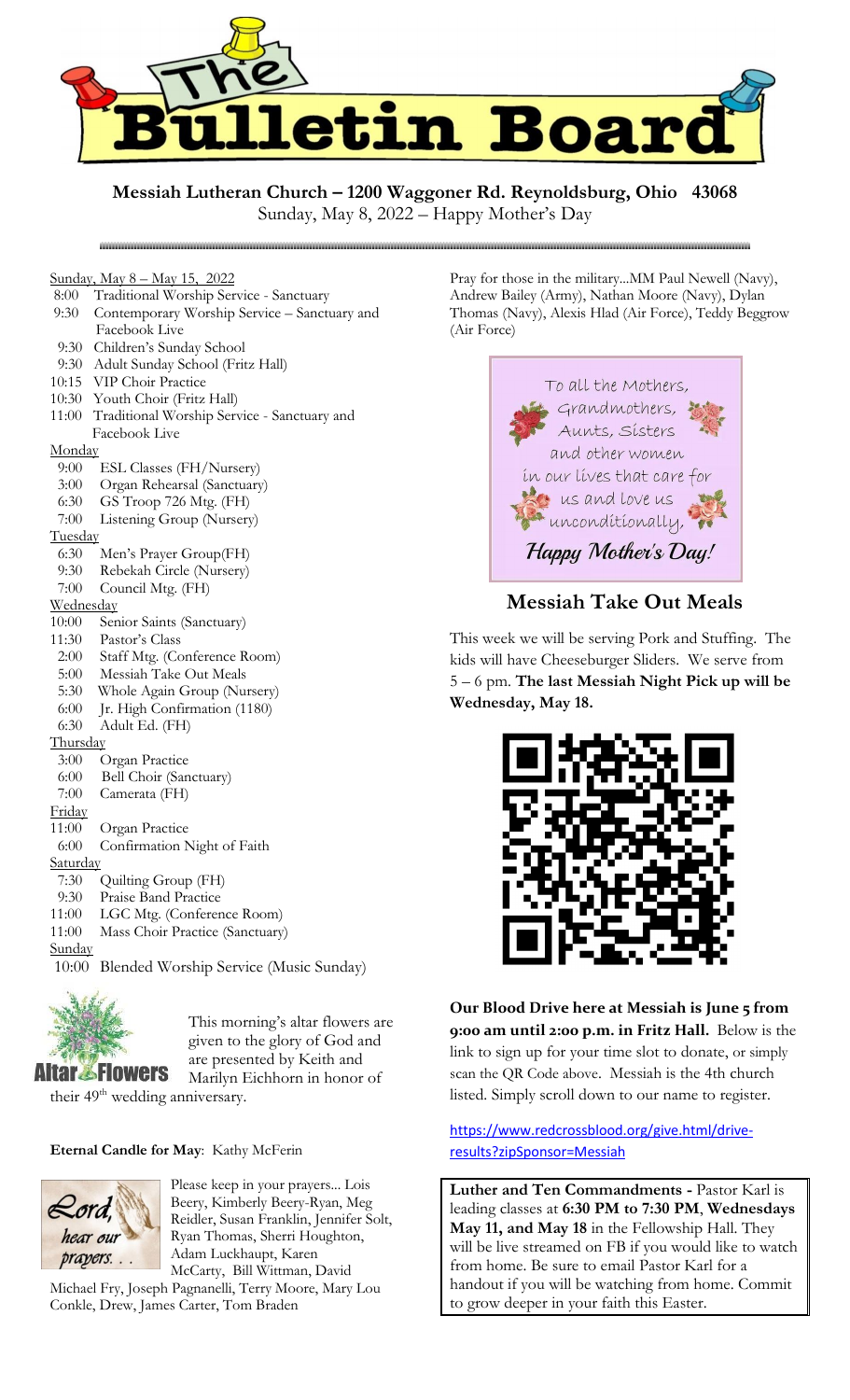# The Bulletin Board

**Messiah Lutheran Church – 1200 Waggoner Rd. Reynoldsburg, Ohio 43068**
Sunday, May 8, 2022 – Happy Mother's Day

Sunday, May 8 – May 15, 2022

- 8:00 Traditional Worship Service - Sanctuary
- 9:30 Contemporary Worship Service – Sanctuary and Facebook Live
- 9:30 Children's Sunday School
- 9:30 Adult Sunday School (Fritz Hall)
- 10:15 VIP Choir Practice
- 10:30 Youth Choir (Fritz Hall)
- 11:00 Traditional Worship Service - Sanctuary and Facebook Live

Monday

- 9:00 ESL Classes (FH/Nursery)
- 3:00 Organ Rehearsal (Sanctuary)
- 6:30 GS Troop 726 Mtg. (FH)
- 7:00 Listening Group (Nursery)

Tuesday

- 6:30 Men's Prayer Group(FH)
- 9:30 Rebekah Circle (Nursery)
- 7:00 Council Mtg. (FH)

Wednesday

- 10:00 Senior Saints (Sanctuary)
- 11:30 Pastor's Class
- 2:00 Staff Mtg. (Conference Room)
- 5:00 Messiah Take Out Meals
- 5:30 Whole Again Group (Nursery)
- 6:00 Jr. High Confirmation (1180)
- 6:30 Adult Ed. (FH)

Thursday

- 3:00 Organ Practice
- 6:00 Bell Choir (Sanctuary)
- 7:00 Camerata (FH)

Friday

- 11:00 Organ Practice
- 6:00 Confirmation Night of Faith

Saturday

- 7:30 Quilting Group (FH)
- 9:30 Praise Band Practice
- 11:00 LGC Mtg. (Conference Room)
- 11:00 Mass Choir Practice (Sanctuary)

Sunday

- 10:00 Blended Worship Service (Music Sunday)

Altar Flowers

This morning's altar flowers are given to the glory of God and are presented by Keith and Marilyn Eichhorn in honor of their 49th wedding anniversary.

**Eternal Candle for May**: Kathy McFerin

Lord, hear our prayers. . .

Please keep in your prayers... Lois Beery, Kimberly Beery-Ryan, Meg Reidler, Susan Franklin, Jennifer Solt, Ryan Thomas, Sherri Houghton, Adam Luckhaupt, Karen McCarty, Bill Wittman, David Michael Fry, Joseph Pagnanelli, Terry Moore, Mary Lou Conkle, Drew, James Carter, Tom Braden

Pray for those in the military...MM Paul Newell (Navy), Andrew Bailey (Army), Nathan Moore (Navy), Dylan Thomas (Navy), Alexis Hlad (Air Force), Teddy Beggrow (Air Force)

To all the Mothers, Grandmothers, Aunts, Sisters and other women in our lives that care for us and love us unconditionally,
*Happy Mother's Day!*

## Messiah Take Out Meals

This week we will be serving Pork and Stuffing. The kids will have Cheeseburger Sliders. We serve from 5 – 6 pm. **The last Messiah Night Pick up will be Wednesday, May 18.**

**Our Blood Drive here at Messiah is June 5 from 9:00 am until 2:00 p.m. in Fritz Hall.** Below is the link to sign up for your time slot to donate, or simply scan the QR Code above. Messiah is the 4th church listed. Simply scroll down to our name to register.

https://www.redcrossblood.org/give.html/drive-results?zipSponsor=Messiah

**Luther and Ten Commandments -** Pastor Karl is leading classes at **6:30 PM to 7:30 PM**, **Wednesdays May 11, and May 18** in the Fellowship Hall. They will be live streamed on FB if you would like to watch from home. Be sure to email Pastor Karl for a handout if you will be watching from home. Commit to grow deeper in your faith this Easter.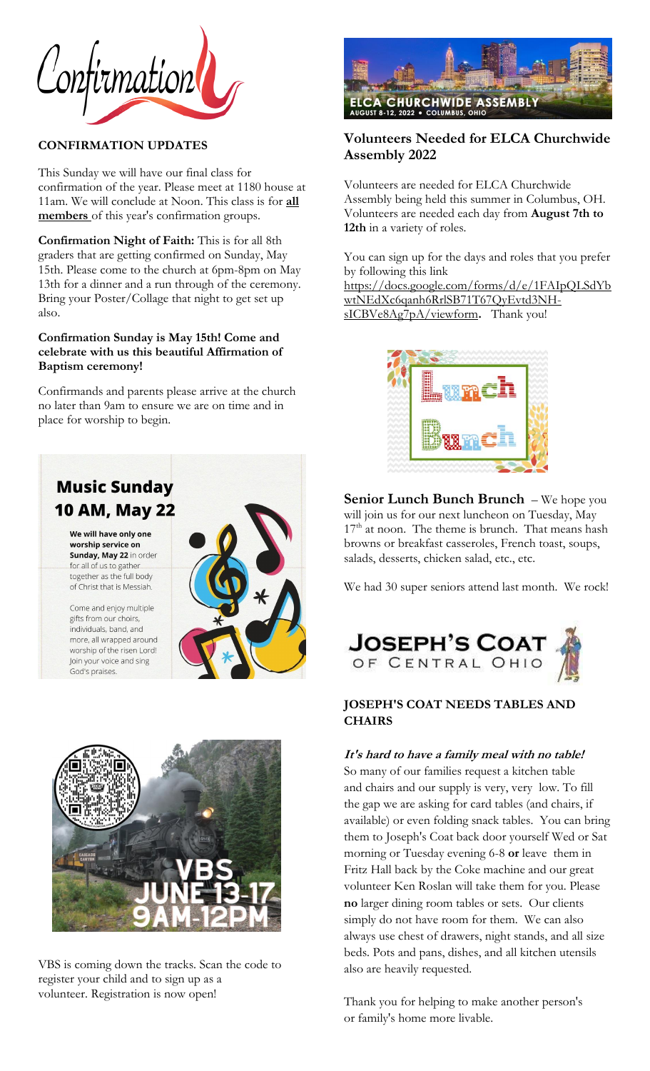Confirmation

## CONFIRMATION UPDATES

This Sunday we will have our final class for confirmation of the year. Please meet at 1180 house at 11am. We will conclude at Noon. This class is for **all members** of this year's confirmation groups.

**Confirmation Night of Faith:** This is for all 8th graders that are getting confirmed on Sunday, May 15th. Please come to the church at 6pm-8pm on May 13th for a dinner and a run through of the ceremony. Bring your Poster/Collage that night to get set up also.

**Confirmation Sunday is May 15th! Come and celebrate with us this beautiful Affirmation of Baptism ceremony!**

Confirmands and parents please arrive at the church no later than 9am to ensure we are on time and in place for worship to begin.

## Music Sunday 10 AM, May 22

**We will have only one worship service on Sunday, May 22** in order for all of us to gather together as the full body of Christ that is Messiah.

Come and enjoy multiple gifts from our choirs, individuals, band, and more, all wrapped around worship of the risen Lord! Join your voice and sing God's praises.

VBS JUNE 13-17 9AM-12PM

VBS is coming down the tracks. Scan the code to register your child and to sign up as a volunteer. Registration is now open!

ELCA CHURCHWIDE ASSEMBLY AUGUST 8-12, 2022 • COLUMBUS, OHIO

## Volunteers Needed for ELCA Churchwide Assembly 2022

Volunteers are needed for ELCA Churchwide Assembly being held this summer in Columbus, OH. Volunteers are needed each day from **August 7th to 12th** in a variety of roles.

You can sign up for the days and roles that you prefer by following this link https://docs.google.com/forms/d/e/1FAIpQLSdYbwtNEdXc6qanh6RrlSB71T67QyEvtd3NH-sICBVe8Ag7pA/viewform**.** Thank you!

Lunch Bunch

**Senior Lunch Bunch Brunch** – We hope you will join us for our next luncheon on Tuesday, May 17th at noon. The theme is brunch. That means hash browns or breakfast casseroles, French toast, soups, salads, desserts, chicken salad, etc., etc.

We had 30 super seniors attend last month. We rock!

JOSEPH'S COAT OF CENTRAL OHIO

## JOSEPH'S COAT NEEDS TABLES AND CHAIRS

***It's hard to have a family meal with no table!***

So many of our families request a kitchen table and chairs and our supply is very, very low. To fill the gap we are asking for card tables (and chairs, if available) or even folding snack tables. You can bring them to Joseph's Coat back door yourself Wed or Sat morning or Tuesday evening 6-8 **or** leave them in Fritz Hall back by the Coke machine and our great volunteer Ken Roslan will take them for you. Please **no** larger dining room tables or sets. Our clients simply do not have room for them. We can also always use chest of drawers, night stands, and all size beds. Pots and pans, dishes, and all kitchen utensils also are heavily requested.

Thank you for helping to make another person's or family's home more livable.